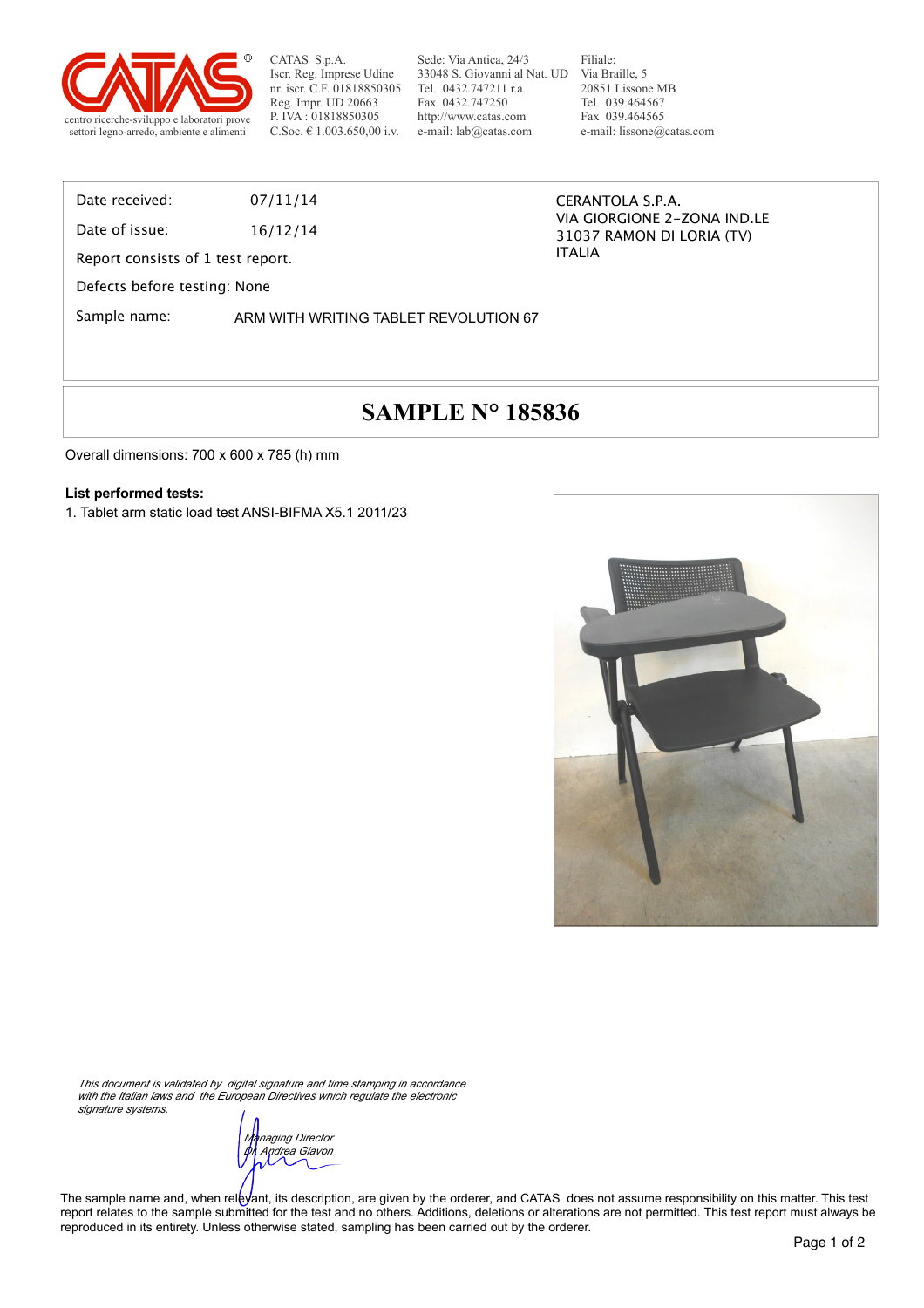CATAS S.p.A.
Iscr. Reg. Imprese Udine
nr. iscr. C.F. 01818850305
Reg. Impr. UD 20663
P. IVA : 01818850305
C.Soc. € 1.003.650,00 i.v.

Sede: Via Antica, 24/3
33048 S. Giovanni al Nat. UD
Tel. 0432.747211 r.a.
Fax 0432.747250
http://www.catas.com
e-mail: lab@catas.com

Filiale:
Via Braille, 5
20851 Lissone MB
Tel. 039.464567
Fax 039.464565
e-mail: lissone@catas.com

centro ricerche-sviluppo e laboratori prove
settori legno-arredo, ambiente e alimenti

Date received: 07/11/14

Date of issue: 16/12/14

Report consists of 1 test report.

Defects before testing: None

Sample name: ARM WITH WRITING TABLET REVOLUTION 67

CERANTOLA S.P.A.
VIA GIORGIONE 2-ZONA IND.LE
31037 RAMON DI LORIA (TV)
ITALIA

# SAMPLE N° 185836

Overall dimensions: 700 x 600 x 785 (h) mm

**List performed tests:**

1. Tablet arm static load test ANSI-BIFMA X5.1 2011/23

*This document is validated by digital signature and time stamping in accordance with the Italian laws and the European Directives which regulate the electronic signature systems.*

*Managing Director*
*Dr. Andrea Giavon*

The sample name and, when relevant, its description, are given by the orderer, and CATAS does not assume responsibility on this matter. This test report relates to the sample submitted for the test and no others. Additions, deletions or alterations are not permitted. This test report must always be reproduced in its entirety. Unless otherwise stated, sampling has been carried out by the orderer.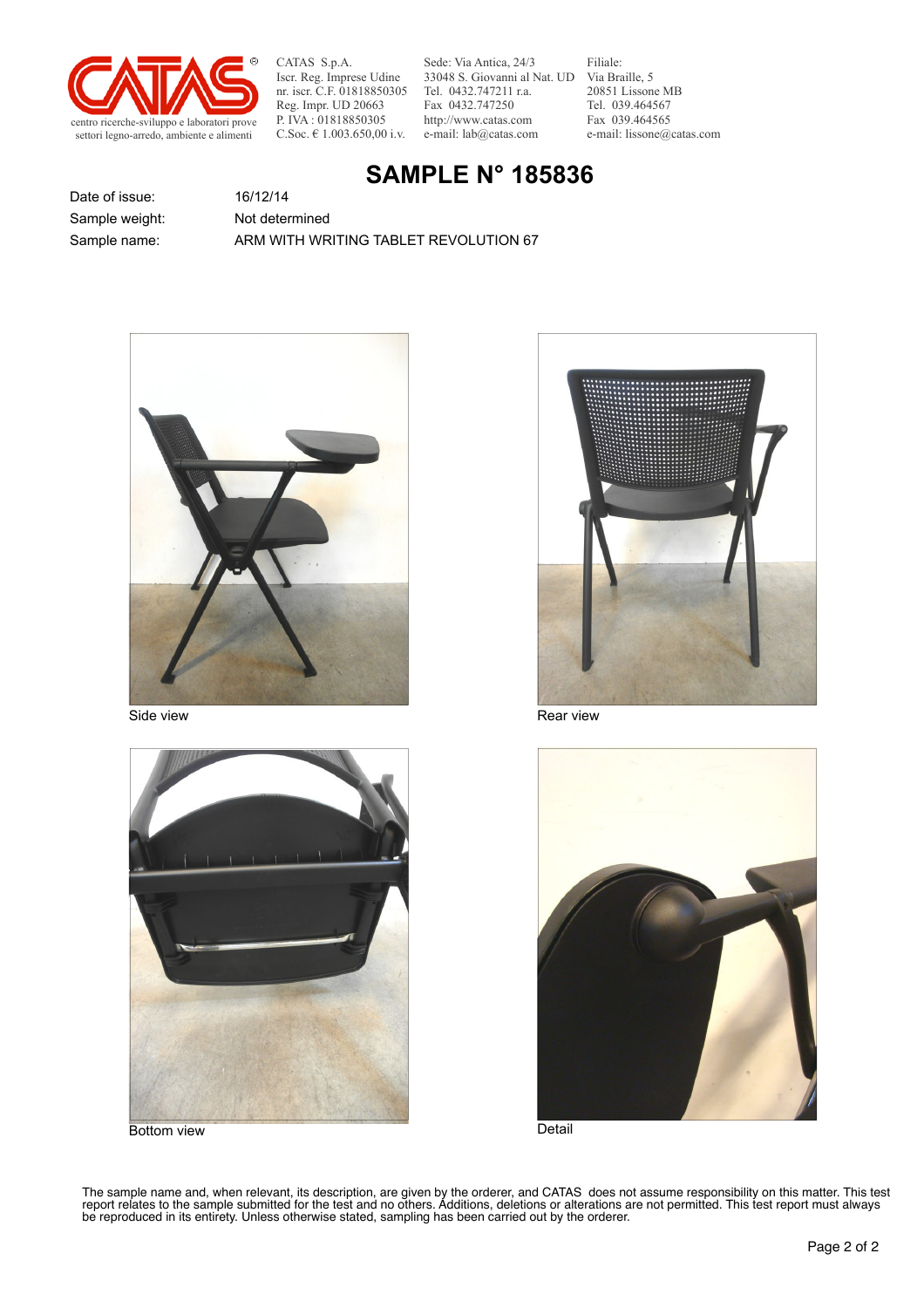CATAS S.p.A.
Iscr. Reg. Imprese Udine
nr. iscr. C.F. 01818850305
Reg. Impr. UD 20663
P. IVA : 01818850305
C.Soc. € 1.003.650,00 i.v.

Sede: Via Antica, 24/3
33048 S. Giovanni al Nat. UD
Tel. 0432.747211 r.a.
Fax 0432.747250
http://www.catas.com
e-mail: lab@catas.com

Filiale:
Via Braille, 5
20851 Lissone MB
Tel. 039.464567
Fax 039.464565
e-mail: lissone@catas.com

centro ricerche-sviluppo e laboratori prove settori legno-arredo, ambiente e alimenti

# SAMPLE N° 185836

| | |
|---|---|
| Date of issue: | 16/12/14 |
| Sample weight: | Not determined |
| Sample name: | ARM WITH WRITING TABLET REVOLUTION 67 |

Side view

Rear view

Bottom view

Detail

The sample name and, when relevant, its description, are given by the orderer, and CATAS does not assume responsibility on this matter. This test report relates to the sample submitted for the test and no others. Additions, deletions or alterations are not permitted. This test report must always be reproduced in its entirety. Unless otherwise stated, sampling has been carried out by the orderer.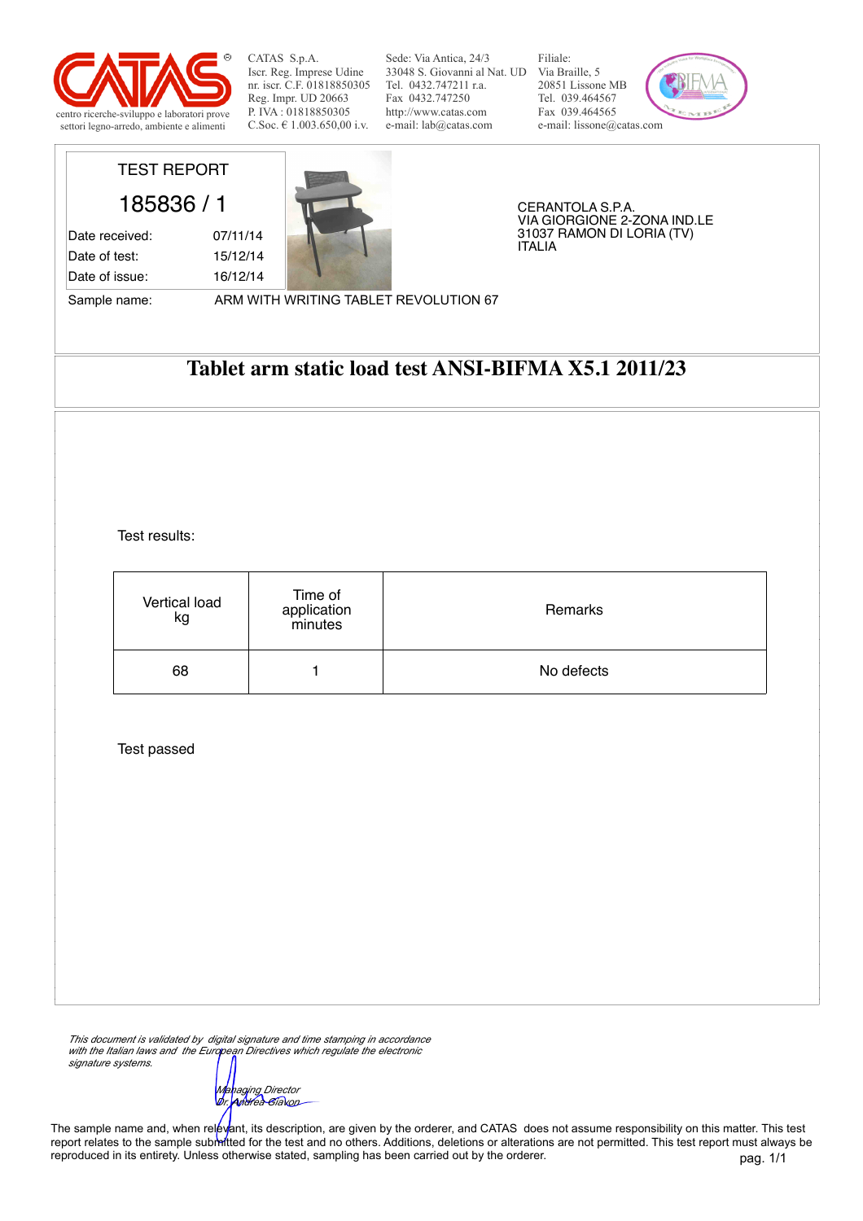CATAS S.p.A.
Iscr. Reg. Imprese Udine
nr. iscr. C.F. 01818850305
Reg. Impr. UD 20663
P. IVA : 01818850305
C.Soc. € 1.003.650,00 i.v.

Sede: Via Antica, 24/3
33048 S. Giovanni al Nat. UD
Tel. 0432.747211 r.a.
Fax 0432.747250
http://www.catas.com
e-mail: lab@catas.com

Filiale:
Via Braille, 5
20851 Lissone MB
Tel. 039.464567
Fax 039.464565
e-mail: lissone@catas.com

centro ricerche-sviluppo e laboratori prove
settori legno-arredo, ambiente e alimenti

TEST REPORT

185836 / 1

| | |
|---|---|
| Date received: | 07/11/14 |
| Date of test: | 15/12/14 |
| Date of issue: | 16/12/14 |

CERANTOLA S.P.A.
VIA GIORGIONE 2-ZONA IND.LE
31037 RAMON DI LORIA (TV)
ITALIA

Sample name: ARM WITH WRITING TABLET REVOLUTION 67

# Tablet arm static load test ANSI-BIFMA X5.1 2011/23

Test results:

| Vertical load kg | Time of application minutes | Remarks |
|---|---|---|
| 68 | 1 | No defects |

Test passed

*This document is validated by digital signature and time stamping in accordance with the Italian laws and the European Directives which regulate the electronic signature systems.*

*Managing Director*
*Dr. Andrea Giavon*

The sample name and, when relevant, its description, are given by the orderer, and CATAS does not assume responsibility on this matter. This test report relates to the sample submitted for the test and no others. Additions, deletions or alterations are not permitted. This test report must always be reproduced in its entirety. Unless otherwise stated, sampling has been carried out by the orderer.